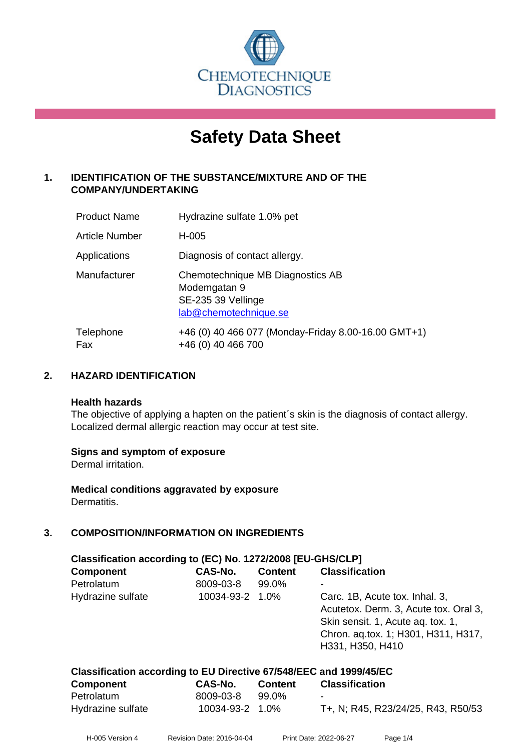CHEMOTECHNIQUE DIAGNOSTICS

# Safety Data Sheet

## 1. IDENTIFICATION OF THE SUBSTANCE/MIXTURE AND OF THE COMPANY/UNDERTAKING

| | |
|---|---|
| Product Name | Hydrazine sulfate 1.0% pet |
| Article Number | H-005 |
| Applications | Diagnosis of contact allergy. |
| Manufacturer | Chemotechnique MB Diagnostics AB<br>Modemgatan 9<br>SE-235 39 Vellinge<br>lab@chemotechnique.se |
| Telephone<br>Fax | +46 (0) 40 466 077 (Monday-Friday 8.00-16.00 GMT+1)<br>+46 (0) 40 466 700 |

## 2. HAZARD IDENTIFICATION

**Health hazards**
The objective of applying a hapten on the patient´s skin is the diagnosis of contact allergy. Localized dermal allergic reaction may occur at test site.

**Signs and symptom of exposure**
Dermal irritation.

**Medical conditions aggravated by exposure**
Dermatitis.

## 3. COMPOSITION/INFORMATION ON INGREDIENTS

**Classification according to (EC) No. 1272/2008 [EU-GHS/CLP]**

| Component | CAS-No. | Content | Classification |
|---|---|---|---|
| Petrolatum | 8009-03-8 | 99.0% | - |
| Hydrazine sulfate | 10034-93-2 | 1.0% | Carc. 1B, Acute tox. Inhal. 3, Acutetox. Derm. 3, Acute tox. Oral 3, Skin sensit. 1, Acute aq. tox. 1, Chron. aq.tox. 1; H301, H311, H317, H331, H350, H410 |

**Classification according to EU Directive 67/548/EEC and 1999/45/EC**

| Component | CAS-No. | Content | Classification |
|---|---|---|---|
| Petrolatum | 8009-03-8 | 99.0% | - |
| Hydrazine sulfate | 10034-93-2 | 1.0% | T+, N; R45, R23/24/25, R43, R50/53 |

H-005 Version 4 Revision Date: 2016-04-04 Print Date: 2022-06-27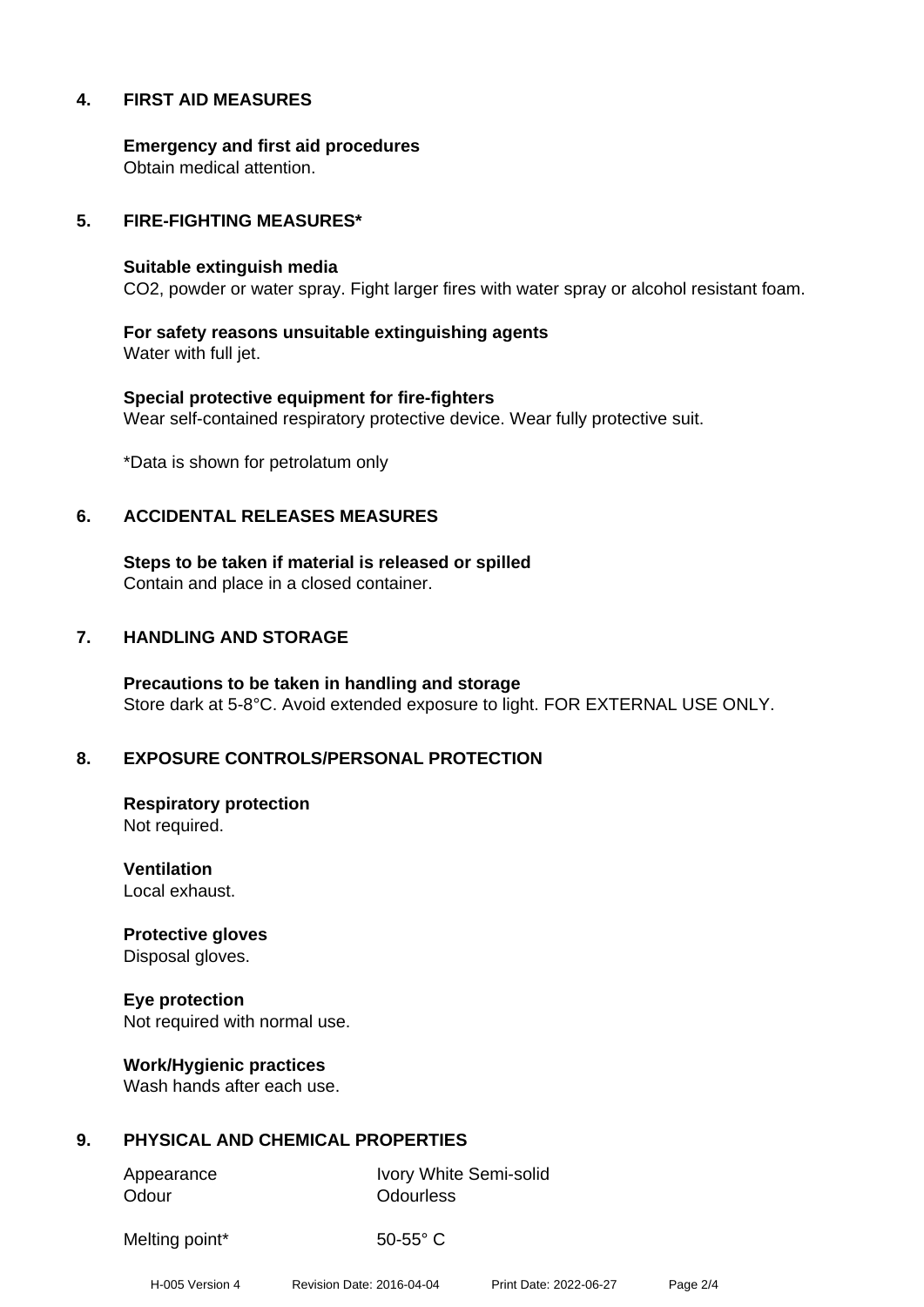## 4. FIRST AID MEASURES

**Emergency and first aid procedures**
Obtain medical attention.

## 5. FIRE-FIGHTING MEASURES*

**Suitable extinguish media**
$CO_2$, powder or water spray. Fight larger fires with water spray or alcohol resistant foam.

**For safety reasons unsuitable extinguishing agents**
Water with full jet.

**Special protective equipment for fire-fighters**
Wear self-contained respiratory protective device. Wear fully protective suit.

*Data is shown for petrolatum only

## 6. ACCIDENTAL RELEASES MEASURES

**Steps to be taken if material is released or spilled**
Contain and place in a closed container.

## 7. HANDLING AND STORAGE

**Precautions to be taken in handling and storage**
Store dark at 5-8°C. Avoid extended exposure to light. FOR EXTERNAL USE ONLY.

## 8. EXPOSURE CONTROLS/PERSONAL PROTECTION

**Respiratory protection**
Not required.

**Ventilation**
Local exhaust.

**Protective gloves**
Disposal gloves.

**Eye protection**
Not required with normal use.

**Work/Hygienic practices**
Wash hands after each use.

## 9. PHYSICAL AND CHEMICAL PROPERTIES

| | |
|---|---|
| Appearance | Ivory White Semi-solid |
| Odour | Odourless |
| Melting point* | 50-55° C |

H-005 Version 4 Revision Date: 2016-04-04 Print Date: 2022-06-27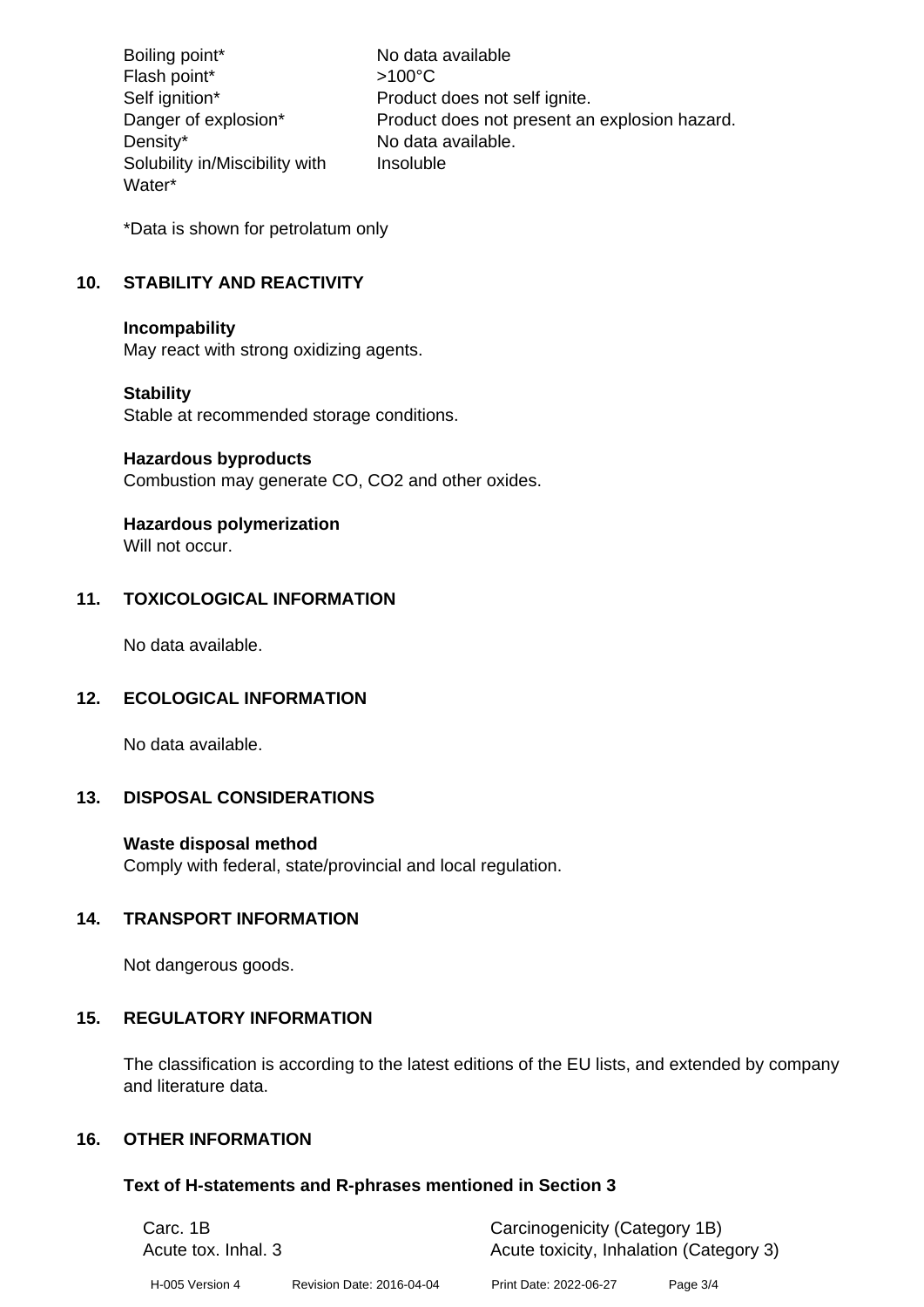| | |
|---|---|
| Boiling point* | No data available |
| Flash point* | >100°C |
| Self ignition* | Product does not self ignite. |
| Danger of explosion* | Product does not present an explosion hazard. |
| Density* | No data available. |
| Solubility in/Miscibility with Water* | Insoluble |

*Data is shown for petrolatum only

## 10. STABILITY AND REACTIVITY

**Incompability**
May react with strong oxidizing agents.

**Stability**
Stable at recommended storage conditions.

**Hazardous byproducts**
Combustion may generate CO, $CO_2$ and other oxides.

**Hazardous polymerization**
Will not occur.

## 11. TOXICOLOGICAL INFORMATION

No data available.

## 12. ECOLOGICAL INFORMATION

No data available.

## 13. DISPOSAL CONSIDERATIONS

**Waste disposal method**
Comply with federal, state/provincial and local regulation.

## 14. TRANSPORT INFORMATION

Not dangerous goods.

## 15. REGULATORY INFORMATION

The classification is according to the latest editions of the EU lists, and extended by company and literature data.

## 16. OTHER INFORMATION

### Text of H-statements and R-phrases mentioned in Section 3

| | |
|---|---|
| Carc. 1B | Carcinogenicity (Category 1B) |
| Acute tox. Inhal. 3 | Acute toxicity, Inhalation (Category 3) |

H-005 Version 4 Revision Date: 2016-04-04 Print Date: 2022-06-27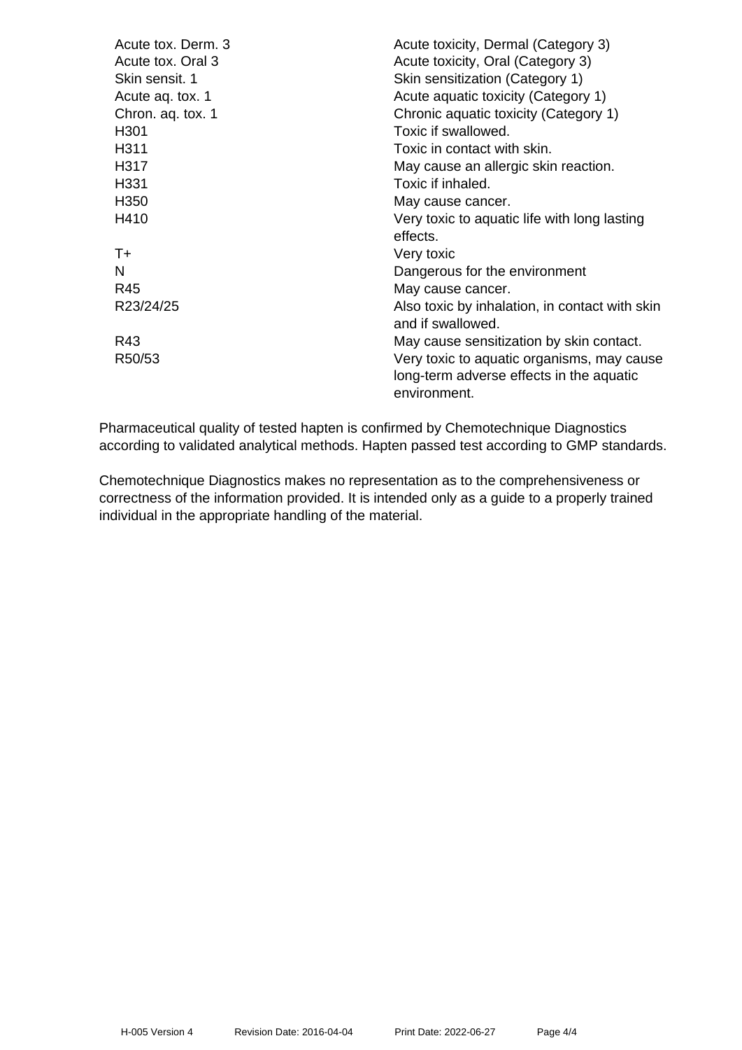| | |
|---|---|
| Acute tox. Derm. 3 | Acute toxicity, Dermal (Category 3) |
| Acute tox. Oral 3 | Acute toxicity, Oral (Category 3) |
| Skin sensit. 1 | Skin sensitization (Category 1) |
| Acute aq. tox. 1 | Acute aquatic toxicity (Category 1) |
| Chron. aq. tox. 1 | Chronic aquatic toxicity (Category 1) |
| H301 | Toxic if swallowed. |
| H311 | Toxic in contact with skin. |
| H317 | May cause an allergic skin reaction. |
| H331 | Toxic if inhaled. |
| H350 | May cause cancer. |
| H410 | Very toxic to aquatic life with long lasting effects. |
| T+ | Very toxic |
| N | Dangerous for the environment |
| R45 | May cause cancer. |
| R23/24/25 | Also toxic by inhalation, in contact with skin and if swallowed. |
| R43 | May cause sensitization by skin contact. |
| R50/53 | Very toxic to aquatic organisms, may cause long-term adverse effects in the aquatic environment. |

Pharmaceutical quality of tested hapten is confirmed by Chemotechnique Diagnostics according to validated analytical methods. Hapten passed test according to GMP standards.

Chemotechnique Diagnostics makes no representation as to the comprehensiveness or correctness of the information provided. It is intended only as a guide to a properly trained individual in the appropriate handling of the material.